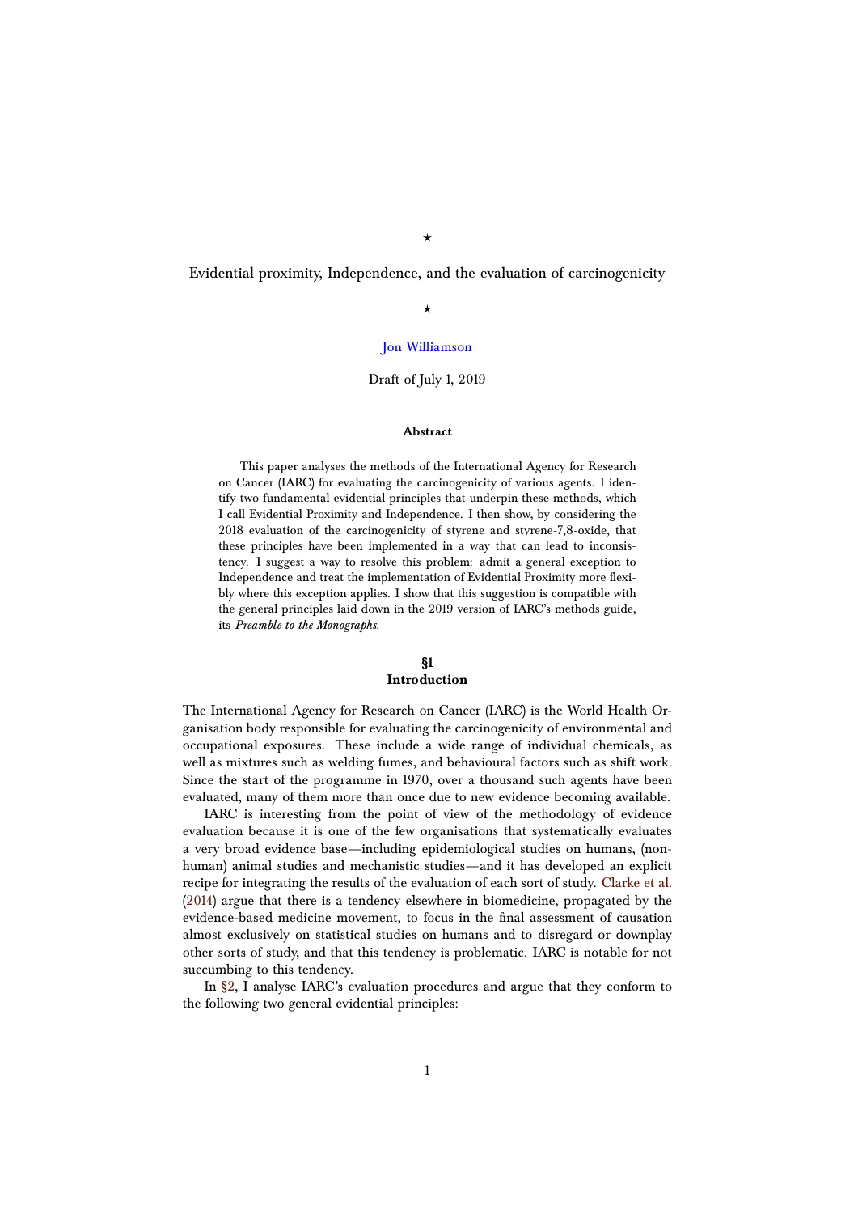⋆

# Evidential proximity, Independence, and the evaluation of carcinogenicity

⋆

Jon Williamson

Draft of July 1, 2019

### Abstract

This paper analyses the methods of the International Agency for Research on Cancer (IARC) for evaluating the carcinogenicity of various agents. I identify two fundamental evidential principles that underpin these methods, which I call Evidential Proximity and Independence. I then show, by considering the 2018 evaluation of the carcinogenicity of styrene and styrene-7,8-oxide, that these principles have been implemented in a way that can lead to inconsistency. I suggest a way to resolve this problem: admit a general exception to Independence and treat the implementation of Evidential Proximity more flexibly where this exception applies. I show that this suggestion is compatible with the general principles laid down in the 2019 version of IARC's methods guide, its *Preamble to the Monographs*.

## §1 Introduction

The International Agency for Research on Cancer (IARC) is the World Health Organisation body responsible for evaluating the carcinogenicity of environmental and occupational exposures. These include a wide range of individual chemicals, as well as mixtures such as welding fumes, and behavioural factors such as shift work. Since the start of the programme in 1970, over a thousand such agents have been evaluated, many of them more than once due to new evidence becoming available.

IARC is interesting from the point of view of the methodology of evidence evaluation because it is one of the few organisations that systematically evaluates a very broad evidence base—including epidemiological studies on humans, (non-human) animal studies and mechanistic studies—and it has developed an explicit recipe for integrating the results of the evaluation of each sort of study. Clarke et al. (2014) argue that there is a tendency elsewhere in biomedicine, propagated by the evidence-based medicine movement, to focus in the final assessment of causation almost exclusively on statistical studies on humans and to disregard or downplay other sorts of study, and that this tendency is problematic. IARC is notable for not succumbing to this tendency.

In §2, I analyse IARC's evaluation procedures and argue that they conform to the following two general evidential principles: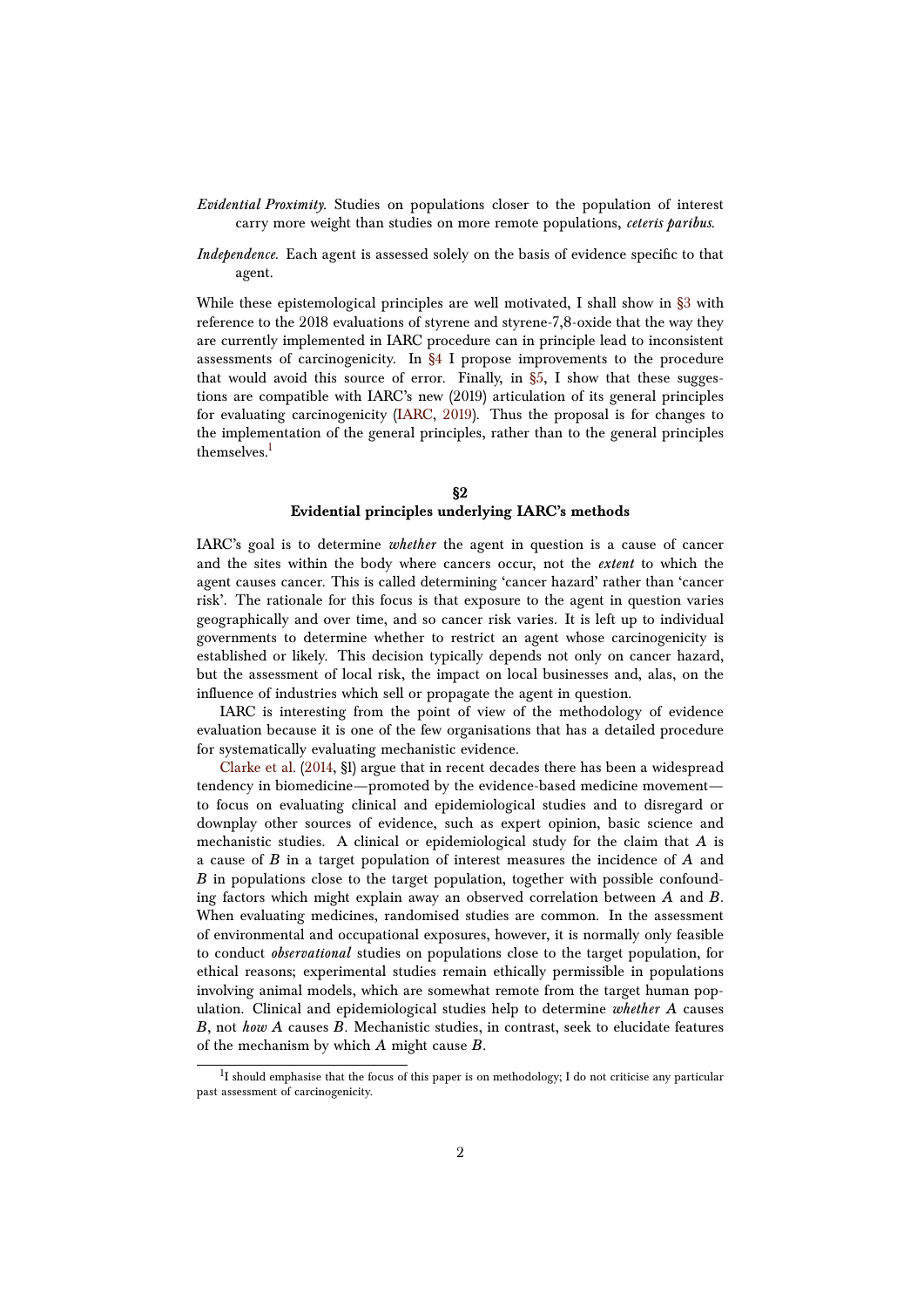*Evidential Proximity.* Studies on populations closer to the population of interest carry more weight than studies on more remote populations, *ceteris paribus*.

*Independence.* Each agent is assessed solely on the basis of evidence specific to that agent.

While these epistemological principles are well motivated, I shall show in §3 with reference to the 2018 evaluations of styrene and styrene-7,8-oxide that the way they are currently implemented in IARC procedure can in principle lead to inconsistent assessments of carcinogenicity. In §4 I propose improvements to the procedure that would avoid this source of error. Finally, in §5, I show that these suggestions are compatible with IARC's new (2019) articulation of its general principles for evaluating carcinogenicity (IARC, 2019). Thus the proposal is for changes to the implementation of the general principles, rather than to the general principles themselves.[1]

## §2
## Evidential principles underlying IARC's methods

IARC's goal is to determine *whether* the agent in question is a cause of cancer and the sites within the body where cancers occur, not the *extent* to which the agent causes cancer. This is called determining 'cancer hazard' rather than 'cancer risk'. The rationale for this focus is that exposure to the agent in question varies geographically and over time, and so cancer risk varies. It is left up to individual governments to determine whether to restrict an agent whose carcinogenicity is established or likely. This decision typically depends not only on cancer hazard, but the assessment of local risk, the impact on local businesses and, alas, on the influence of industries which sell or propagate the agent in question.

IARC is interesting from the point of view of the methodology of evidence evaluation because it is one of the few organisations that has a detailed procedure for systematically evaluating mechanistic evidence.

Clarke et al. (2014, §1) argue that in recent decades there has been a widespread tendency in biomedicine—promoted by the evidence-based medicine movement—to focus on evaluating clinical and epidemiological studies and to disregard or downplay other sources of evidence, such as expert opinion, basic science and mechanistic studies. A clinical or epidemiological study for the claim that $A$ is a cause of $B$ in a target population of interest measures the incidence of $A$ and $B$ in populations close to the target population, together with possible confounding factors which might explain away an observed correlation between $A$ and $B$. When evaluating medicines, randomised studies are common. In the assessment of environmental and occupational exposures, however, it is normally only feasible to conduct *observational* studies on populations close to the target population, for ethical reasons; experimental studies remain ethically permissible in populations involving animal models, which are somewhat remote from the target human population. Clinical and epidemiological studies help to determine *whether* $A$ causes $B$, not *how* $A$ causes $B$. Mechanistic studies, in contrast, seek to elucidate features of the mechanism by which $A$ might cause $B$.

[1] I should emphasise that the focus of this paper is on methodology; I do not criticise any particular past assessment of carcinogenicity.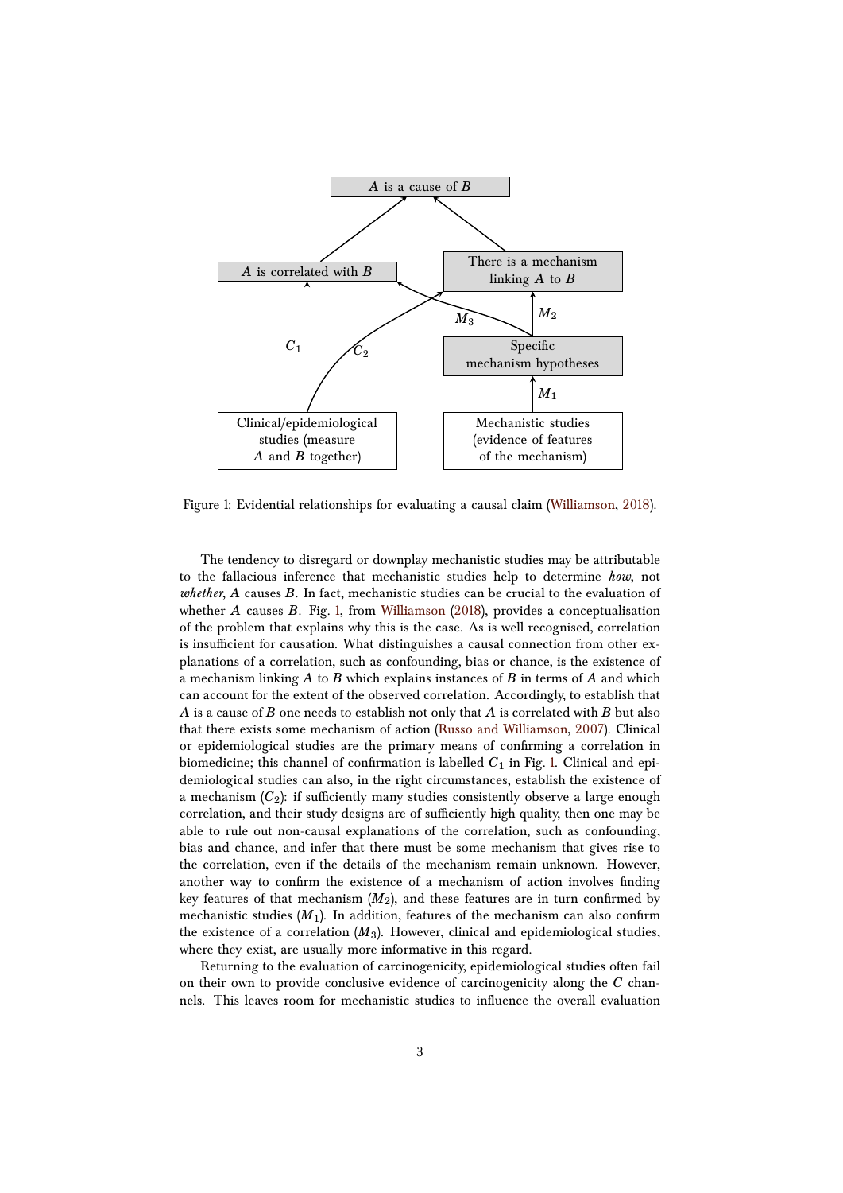Figure 1: Evidential relationships for evaluating a causal claim (Williamson, 2018).

The tendency to disregard or downplay mechanistic studies may be attributable to the fallacious inference that mechanistic studies help to determine *how*, not *whether*, $A$ causes $B$. In fact, mechanistic studies can be crucial to the evaluation of whether $A$ causes $B$. Fig. 1, from Williamson (2018), provides a conceptualisation of the problem that explains why this is the case. As is well recognised, correlation is insufficient for causation. What distinguishes a causal connection from other explanations of a correlation, such as confounding, bias or chance, is the existence of a mechanism linking $A$ to $B$ which explains instances of $B$ in terms of $A$ and which can account for the extent of the observed correlation. Accordingly, to establish that $A$ is a cause of $B$ one needs to establish not only that $A$ is correlated with $B$ but also that there exists some mechanism of action (Russo and Williamson, 2007). Clinical or epidemiological studies are the primary means of confirming a correlation in biomedicine; this channel of confirmation is labelled $C_1$ in Fig. 1. Clinical and epidemiological studies can also, in the right circumstances, establish the existence of a mechanism ($C_2$): if sufficiently many studies consistently observe a large enough correlation, and their study designs are of sufficiently high quality, then one may be able to rule out non-causal explanations of the correlation, such as confounding, bias and chance, and infer that there must be some mechanism that gives rise to the correlation, even if the details of the mechanism remain unknown. However, another way to confirm the existence of a mechanism of action involves finding key features of that mechanism ($M_2$), and these features are in turn confirmed by mechanistic studies ($M_1$). In addition, features of the mechanism can also confirm the existence of a correlation ($M_3$). However, clinical and epidemiological studies, where they exist, are usually more informative in this regard.

Returning to the evaluation of carcinogenicity, epidemiological studies often fail on their own to provide conclusive evidence of carcinogenicity along the $C$ channels. This leaves room for mechanistic studies to influence the overall evaluation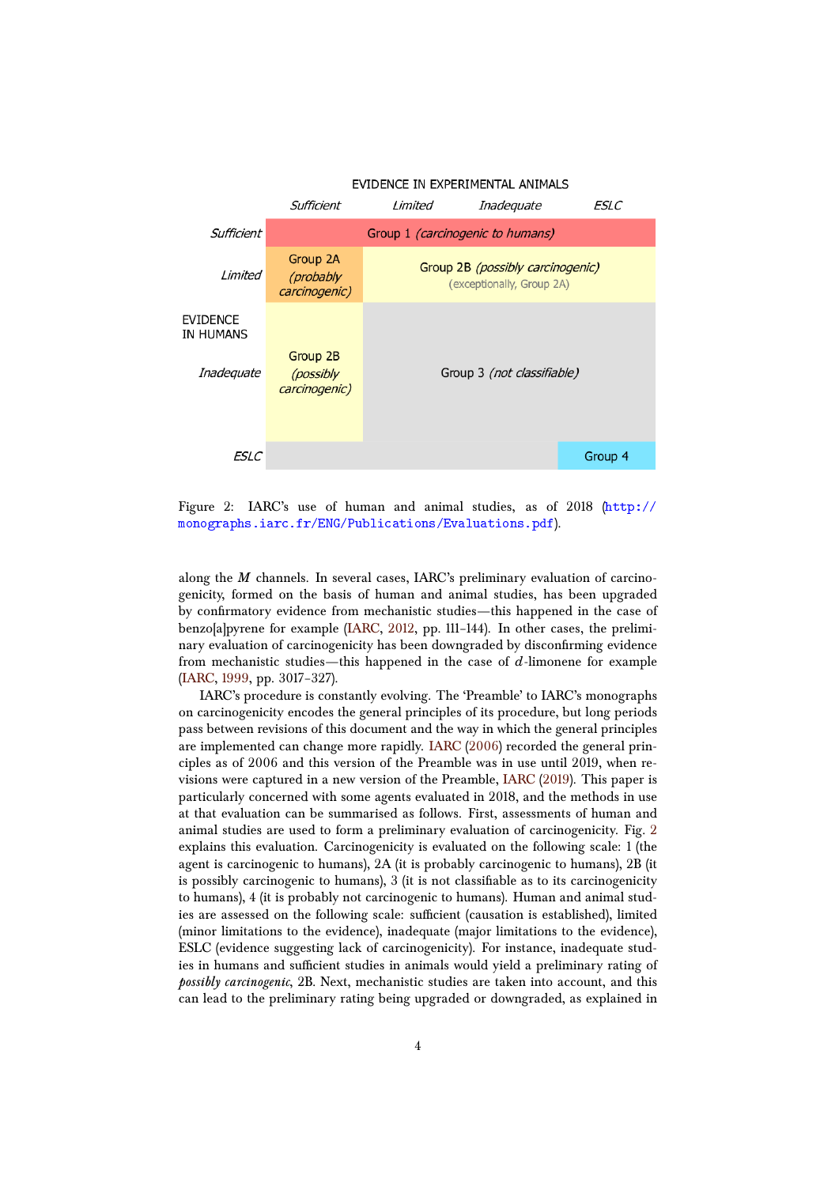| | | EVIDENCE IN EXPERIMENTAL ANIMALS | | | |
|---|---|---|---|---|---|
| | | *Sufficient* | *Limited* | *Inadequate* | *ESLC* |
| | *Sufficient* | Group 1 *(carcinogenic to humans)* | | | |
| | *Limited* | Group 2A *(probably carcinogenic)* | Group 2B *(possibly carcinogenic)* (exceptionally, Group 2A) | | |
| EVIDENCE IN HUMANS | *Inadequate* | Group 2B *(possibly carcinogenic)* | Group 3 *(not classifiable)* | | |
| | *ESLC* | | | | Group 4 |

Figure 2: IARC's use of human and animal studies, as of 2018 (http://monographs.iarc.fr/ENG/Publications/Evaluations.pdf).

along the $M$ channels. In several cases, IARC's preliminary evaluation of carcinogenicity, formed on the basis of human and animal studies, has been upgraded by confirmatory evidence from mechanistic studies—this happened in the case of benzo[a]pyrene for example (IARC, 2012, pp. 111–144). In other cases, the preliminary evaluation of carcinogenicity has been downgraded by disconfirming evidence from mechanistic studies—this happened in the case of $d$-limonene for example (IARC, 1999, pp. 3017–327).

IARC's procedure is constantly evolving. The 'Preamble' to IARC's monographs on carcinogenicity encodes the general principles of its procedure, but long periods pass between revisions of this document and the way in which the general principles are implemented can change more rapidly. IARC (2006) recorded the general principles as of 2006 and this version of the Preamble was in use until 2019, when revisions were captured in a new version of the Preamble, IARC (2019). This paper is particularly concerned with some agents evaluated in 2018, and the methods in use at that evaluation can be summarised as follows. First, assessments of human and animal studies are used to form a preliminary evaluation of carcinogenicity. Fig. 2 explains this evaluation. Carcinogenicity is evaluated on the following scale: 1 (the agent is carcinogenic to humans), 2A (it is probably carcinogenic to humans), 2B (it is possibly carcinogenic to humans), 3 (it is not classifiable as to its carcinogenicity to humans), 4 (it is probably not carcinogenic to humans). Human and animal studies are assessed on the following scale: sufficient (causation is established), limited (minor limitations to the evidence), inadequate (major limitations to the evidence), ESLC (evidence suggesting lack of carcinogenicity). For instance, inadequate studies in humans and sufficient studies in animals would yield a preliminary rating of *possibly carcinogenic*, 2B. Next, mechanistic studies are taken into account, and this can lead to the preliminary rating being upgraded or downgraded, as explained in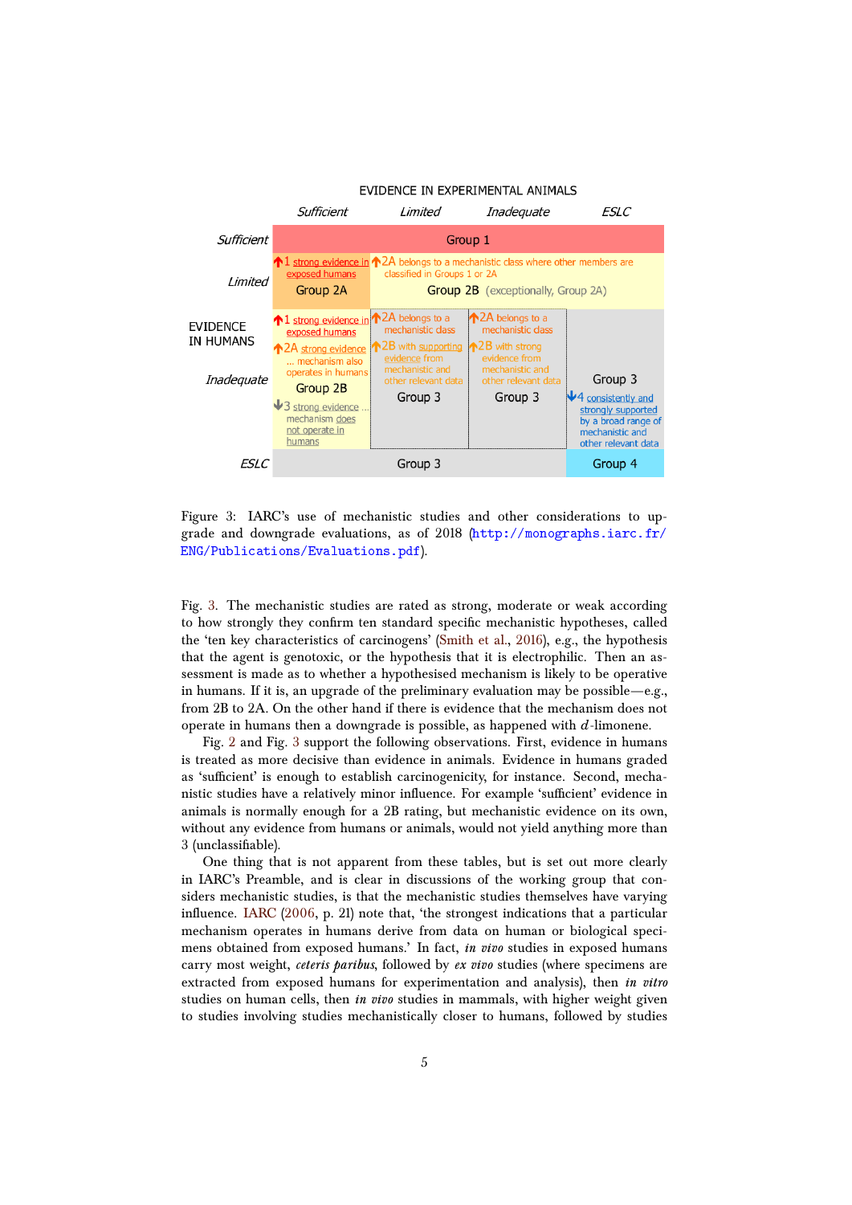EVIDENCE IN EXPERIMENTAL ANIMALS

| EVIDENCE IN HUMANS | *Sufficient* | *Limited* | *Inadequate* | *ESLC* |
|---|---|---|---|---|
| *Sufficient* | Group 1 | | | |
| *Limited* | ↑1 strong evidence in exposed humans<br>Group 2A | ↑2A belongs to a mechanistic class where other members are classified in Groups 1 or 2A<br>Group 2B (exceptionally, Group 2A) | | |
| *Inadequate* | ↑1 strong evidence in exposed humans<br>↑2A strong evidence ... mechanism also operates in humans<br>Group 2B<br>↓3 strong evidence ... mechanism does not operate in humans | ↑2A belongs to a mechanistic class<br>↑2B with supporting evidence from mechanistic and other relevant data<br>Group 3 | ↑2A belongs to a mechanistic class<br>↑2B with strong evidence from mechanistic and other relevant data<br>Group 3 | Group 3<br>↓4 consistently and strongly supported by a broad range of mechanistic and other relevant data |
| *ESLC* | Group 3 | | | Group 4 |

Figure 3: IARC's use of mechanistic studies and other considerations to upgrade and downgrade evaluations, as of 2018 (http://monographs.iarc.fr/ENG/Publications/Evaluations.pdf).

Fig. 3. The mechanistic studies are rated as strong, moderate or weak according to how strongly they confirm ten standard specific mechanistic hypotheses, called the 'ten key characteristics of carcinogens' (Smith et al., 2016), e.g., the hypothesis that the agent is genotoxic, or the hypothesis that it is electrophilic. Then an assessment is made as to whether a hypothesised mechanism is likely to be operative in humans. If it is, an upgrade of the preliminary evaluation may be possible—e.g., from 2B to 2A. On the other hand if there is evidence that the mechanism does not operate in humans then a downgrade is possible, as happened with *d*-limonene.

Fig. 2 and Fig. 3 support the following observations. First, evidence in humans is treated as more decisive than evidence in animals. Evidence in humans graded as 'sufficient' is enough to establish carcinogenicity, for instance. Second, mechanistic studies have a relatively minor influence. For example 'sufficient' evidence in animals is normally enough for a 2B rating, but mechanistic evidence on its own, without any evidence from humans or animals, would not yield anything more than 3 (unclassifiable).

One thing that is not apparent from these tables, but is set out more clearly in IARC's Preamble, and is clear in discussions of the working group that considers mechanistic studies, is that the mechanistic studies themselves have varying influence. IARC (2006, p. 21) note that, 'the strongest indications that a particular mechanism operates in humans derive from data on human or biological specimens obtained from exposed humans.' In fact, *in vivo* studies in exposed humans carry most weight, *ceteris paribus*, followed by *ex vivo* studies (where specimens are extracted from exposed humans for experimentation and analysis), then *in vitro* studies on human cells, then *in vivo* studies in mammals, with higher weight given to studies involving studies mechanistically closer to humans, followed by studies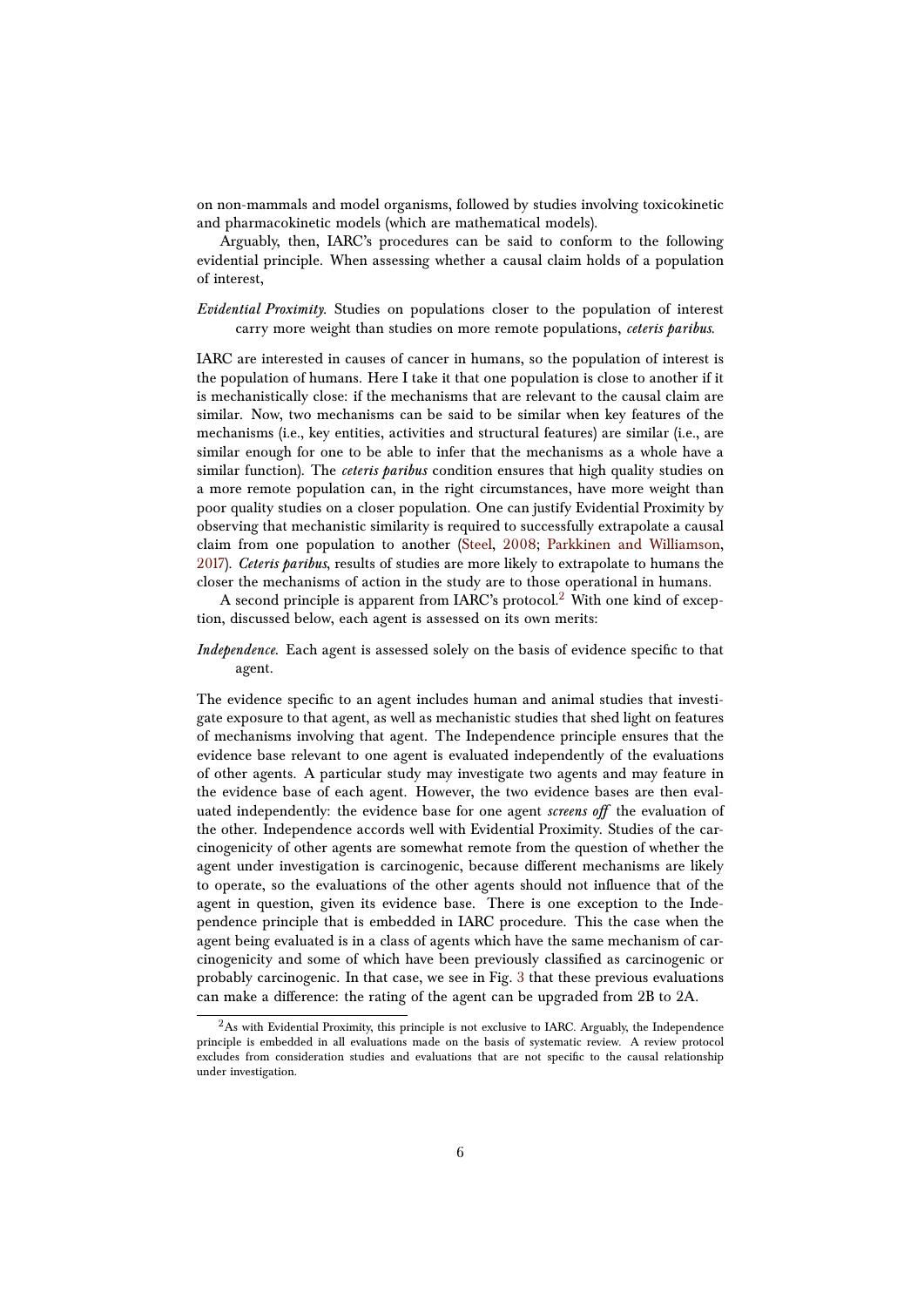on non-mammals and model organisms, followed by studies involving toxicokinetic and pharmacokinetic models (which are mathematical models).

Arguably, then, IARC's procedures can be said to conform to the following evidential principle. When assessing whether a causal claim holds of a population of interest,

*Evidential Proximity.* Studies on populations closer to the population of interest carry more weight than studies on more remote populations, *ceteris paribus*.

IARC are interested in causes of cancer in humans, so the population of interest is the population of humans. Here I take it that one population is close to another if it is mechanistically close: if the mechanisms that are relevant to the causal claim are similar. Now, two mechanisms can be said to be similar when key features of the mechanisms (i.e., key entities, activities and structural features) are similar (i.e., are similar enough for one to be able to infer that the mechanisms as a whole have a similar function). The *ceteris paribus* condition ensures that high quality studies on a more remote population can, in the right circumstances, have more weight than poor quality studies on a closer population. One can justify Evidential Proximity by observing that mechanistic similarity is required to successfully extrapolate a causal claim from one population to another (Steel, 2008; Parkkinen and Williamson, 2017). *Ceteris paribus*, results of studies are more likely to extrapolate to humans the closer the mechanisms of action in the study are to those operational in humans.

A second principle is apparent from IARC's protocol.[2] With one kind of exception, discussed below, each agent is assessed on its own merits:

*Independence.* Each agent is assessed solely on the basis of evidence specific to that agent.

The evidence specific to an agent includes human and animal studies that investigate exposure to that agent, as well as mechanistic studies that shed light on features of mechanisms involving that agent. The Independence principle ensures that the evidence base relevant to one agent is evaluated independently of the evaluations of other agents. A particular study may investigate two agents and may feature in the evidence base of each agent. However, the two evidence bases are then evaluated independently: the evidence base for one agent *screens off* the evaluation of the other. Independence accords well with Evidential Proximity. Studies of the carcinogenicity of other agents are somewhat remote from the question of whether the agent under investigation is carcinogenic, because different mechanisms are likely to operate, so the evaluations of the other agents should not influence that of the agent in question, given its evidence base. There is one exception to the Independence principle that is embedded in IARC procedure. This the case when the agent being evaluated is in a class of agents which have the same mechanism of carcinogenicity and some of which have been previously classified as carcinogenic or probably carcinogenic. In that case, we see in Fig. 3 that these previous evaluations can make a difference: the rating of the agent can be upgraded from 2B to 2A.

[2] As with Evidential Proximity, this principle is not exclusive to IARC. Arguably, the Independence principle is embedded in all evaluations made on the basis of systematic review. A review protocol excludes from consideration studies and evaluations that are not specific to the causal relationship under investigation.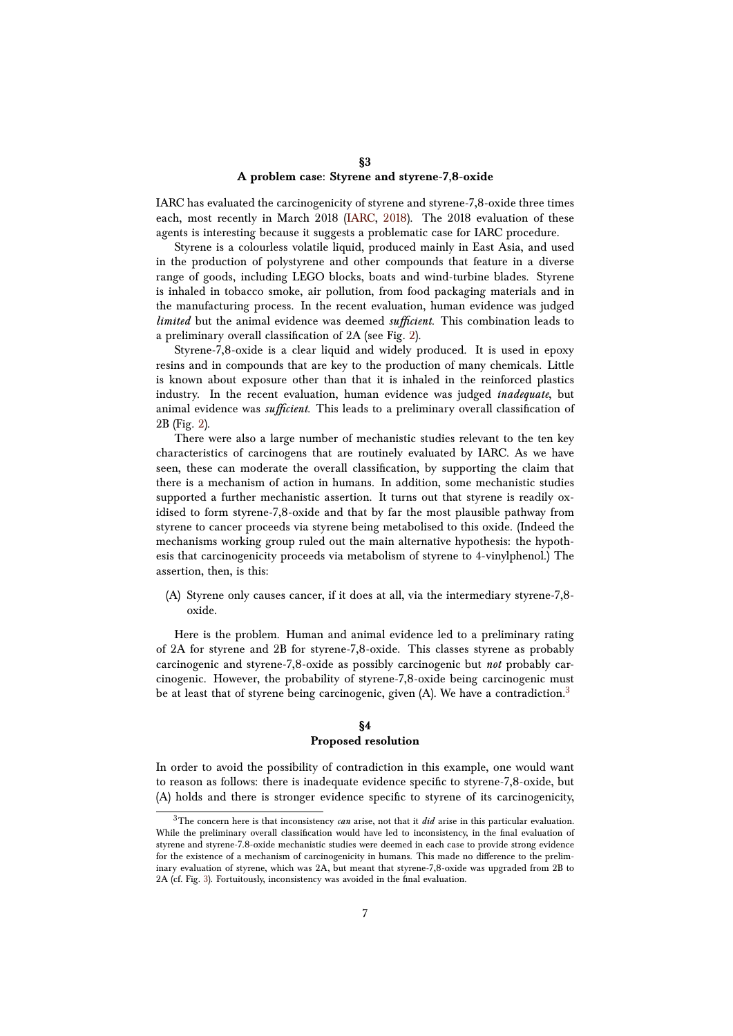## §3
## A problem case: Styrene and styrene-7,8-oxide

IARC has evaluated the carcinogenicity of styrene and styrene-7,8-oxide three times each, most recently in March 2018 (IARC, 2018). The 2018 evaluation of these agents is interesting because it suggests a problematic case for IARC procedure.

Styrene is a colourless volatile liquid, produced mainly in East Asia, and used in the production of polystyrene and other compounds that feature in a diverse range of goods, including LEGO blocks, boats and wind-turbine blades. Styrene is inhaled in tobacco smoke, air pollution, from food packaging materials and in the manufacturing process. In the recent evaluation, human evidence was judged *limited* but the animal evidence was deemed *sufficient*. This combination leads to a preliminary overall classification of 2A (see Fig. 2).

Styrene-7,8-oxide is a clear liquid and widely produced. It is used in epoxy resins and in compounds that are key to the production of many chemicals. Little is known about exposure other than that it is inhaled in the reinforced plastics industry. In the recent evaluation, human evidence was judged *inadequate*, but animal evidence was *sufficient*. This leads to a preliminary overall classification of 2B (Fig. 2).

There were also a large number of mechanistic studies relevant to the ten key characteristics of carcinogens that are routinely evaluated by IARC. As we have seen, these can moderate the overall classification, by supporting the claim that there is a mechanism of action in humans. In addition, some mechanistic studies supported a further mechanistic assertion. It turns out that styrene is readily oxidised to form styrene-7,8-oxide and that by far the most plausible pathway from styrene to cancer proceeds via styrene being metabolised to this oxide. (Indeed the mechanisms working group ruled out the main alternative hypothesis: the hypothesis that carcinogenicity proceeds via metabolism of styrene to 4-vinylphenol.) The assertion, then, is this:

(A) Styrene only causes cancer, if it does at all, via the intermediary styrene-7,8-oxide.

Here is the problem. Human and animal evidence led to a preliminary rating of 2A for styrene and 2B for styrene-7,8-oxide. This classes styrene as probably carcinogenic and styrene-7,8-oxide as possibly carcinogenic but *not* probably carcinogenic. However, the probability of styrene-7,8-oxide being carcinogenic must be at least that of styrene being carcinogenic, given (A). We have a contradiction.[3]

## §4
## Proposed resolution

In order to avoid the possibility of contradiction in this example, one would want to reason as follows: there is inadequate evidence specific to styrene-7,8-oxide, but (A) holds and there is stronger evidence specific to styrene of its carcinogenicity,

[3] The concern here is that inconsistency *can* arise, not that it *did* arise in this particular evaluation. While the preliminary overall classification would have led to inconsistency, in the final evaluation of styrene and styrene-7.8-oxide mechanistic studies were deemed in each case to provide strong evidence for the existence of a mechanism of carcinogenicity in humans. This made no difference to the preliminary evaluation of styrene, which was 2A, but meant that styrene-7,8-oxide was upgraded from 2B to 2A (cf. Fig. 3). Fortuitously, inconsistency was avoided in the final evaluation.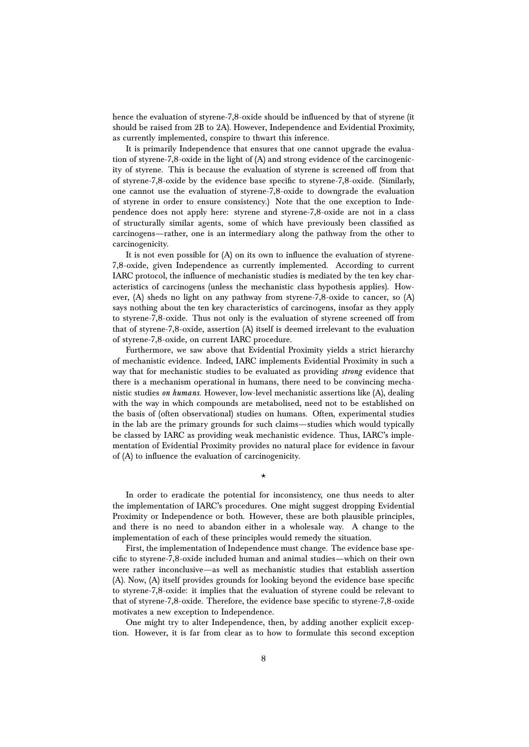hence the evaluation of styrene-7,8-oxide should be influenced by that of styrene (it should be raised from 2B to 2A). However, Independence and Evidential Proximity, as currently implemented, conspire to thwart this inference.

It is primarily Independence that ensures that one cannot upgrade the evaluation of styrene-7,8-oxide in the light of (A) and strong evidence of the carcinogenicity of styrene. This is because the evaluation of styrene is screened off from that of styrene-7,8-oxide by the evidence base specific to styrene-7,8-oxide. (Similarly, one cannot use the evaluation of styrene-7,8-oxide to downgrade the evaluation of styrene in order to ensure consistency.) Note that the one exception to Independence does not apply here: styrene and styrene-7,8-oxide are not in a class of structurally similar agents, some of which have previously been classified as carcinogens—rather, one is an intermediary along the pathway from the other to carcinogenicity.

It is not even possible for (A) on its own to influence the evaluation of styrene-7,8-oxide, given Independence as currently implemented. According to current IARC protocol, the influence of mechanistic studies is mediated by the ten key characteristics of carcinogens (unless the mechanistic class hypothesis applies). However, (A) sheds no light on any pathway from styrene-7,8-oxide to cancer, so (A) says nothing about the ten key characteristics of carcinogens, insofar as they apply to styrene-7,8-oxide. Thus not only is the evaluation of styrene screened off from that of styrene-7,8-oxide, assertion (A) itself is deemed irrelevant to the evaluation of styrene-7,8-oxide, on current IARC procedure.

Furthermore, we saw above that Evidential Proximity yields a strict hierarchy of mechanistic evidence. Indeed, IARC implements Evidential Proximity in such a way that for mechanistic studies to be evaluated as providing *strong* evidence that there is a mechanism operational in humans, there need to be convincing mechanistic studies *on humans*. However, low-level mechanistic assertions like (A), dealing with the way in which compounds are metabolised, need not to be established on the basis of (often observational) studies on humans. Often, experimental studies in the lab are the primary grounds for such claims—studies which would typically be classed by IARC as providing weak mechanistic evidence. Thus, IARC's implementation of Evidential Proximity provides no natural place for evidence in favour of (A) to influence the evaluation of carcinogenicity.

⋆

In order to eradicate the potential for inconsistency, one thus needs to alter the implementation of IARC's procedures. One might suggest dropping Evidential Proximity or Independence or both. However, these are both plausible principles, and there is no need to abandon either in a wholesale way. A change to the implementation of each of these principles would remedy the situation.

First, the implementation of Independence must change. The evidence base specific to styrene-7,8-oxide included human and animal studies—which on their own were rather inconclusive—as well as mechanistic studies that establish assertion (A). Now, (A) itself provides grounds for looking beyond the evidence base specific to styrene-7,8-oxide: it implies that the evaluation of styrene could be relevant to that of styrene-7,8-oxide. Therefore, the evidence base specific to styrene-7,8-oxide motivates a new exception to Independence.

One might try to alter Independence, then, by adding another explicit exception. However, it is far from clear as to how to formulate this second exception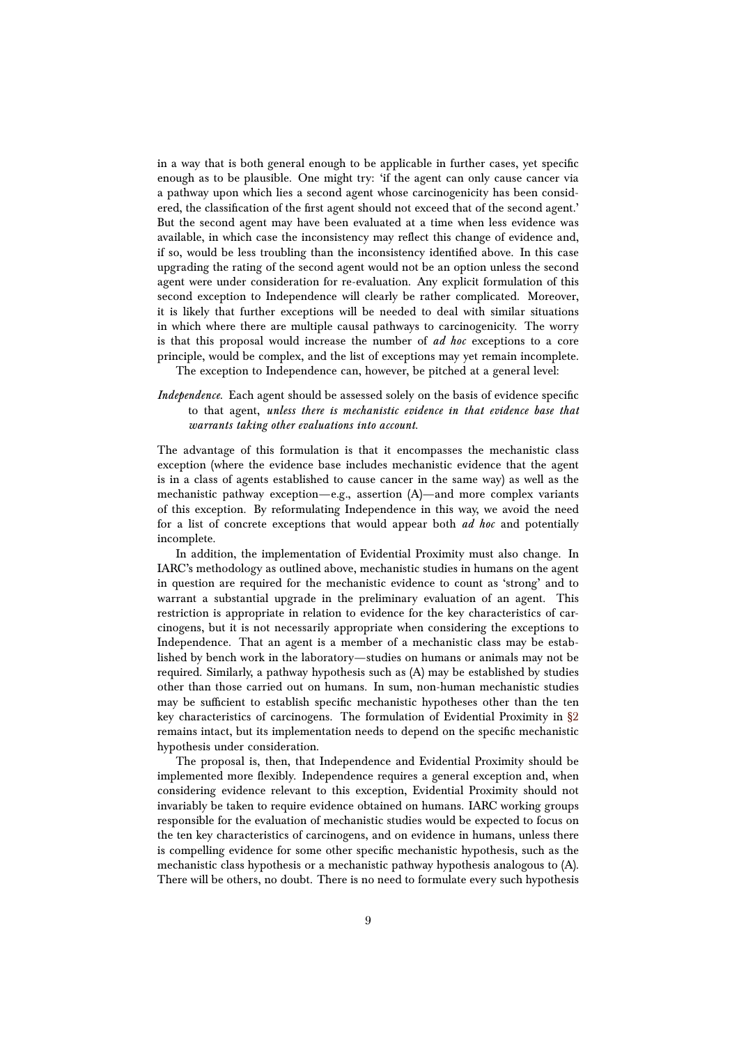in a way that is both general enough to be applicable in further cases, yet specific enough as to be plausible. One might try: 'if the agent can only cause cancer via a pathway upon which lies a second agent whose carcinogenicity has been considered, the classification of the first agent should not exceed that of the second agent.' But the second agent may have been evaluated at a time when less evidence was available, in which case the inconsistency may reflect this change of evidence and, if so, would be less troubling than the inconsistency identified above. In this case upgrading the rating of the second agent would not be an option unless the second agent were under consideration for re-evaluation. Any explicit formulation of this second exception to Independence will clearly be rather complicated. Moreover, it is likely that further exceptions will be needed to deal with similar situations in which where there are multiple causal pathways to carcinogenicity. The worry is that this proposal would increase the number of *ad hoc* exceptions to a core principle, would be complex, and the list of exceptions may yet remain incomplete.

The exception to Independence can, however, be pitched at a general level:

*Independence.* Each agent should be assessed solely on the basis of evidence specific to that agent, ***unless there is mechanistic evidence in that evidence base that warrants taking other evaluations into account.***

The advantage of this formulation is that it encompasses the mechanistic class exception (where the evidence base includes mechanistic evidence that the agent is in a class of agents established to cause cancer in the same way) as well as the mechanistic pathway exception—e.g., assertion (A)—and more complex variants of this exception. By reformulating Independence in this way, we avoid the need for a list of concrete exceptions that would appear both *ad hoc* and potentially incomplete.

In addition, the implementation of Evidential Proximity must also change. In IARC's methodology as outlined above, mechanistic studies in humans on the agent in question are required for the mechanistic evidence to count as 'strong' and to warrant a substantial upgrade in the preliminary evaluation of an agent. This restriction is appropriate in relation to evidence for the key characteristics of carcinogens, but it is not necessarily appropriate when considering the exceptions to Independence. That an agent is a member of a mechanistic class may be established by bench work in the laboratory—studies on humans or animals may not be required. Similarly, a pathway hypothesis such as (A) may be established by studies other than those carried out on humans. In sum, non-human mechanistic studies may be sufficient to establish specific mechanistic hypotheses other than the ten key characteristics of carcinogens. The formulation of Evidential Proximity in §2 remains intact, but its implementation needs to depend on the specific mechanistic hypothesis under consideration.

The proposal is, then, that Independence and Evidential Proximity should be implemented more flexibly. Independence requires a general exception and, when considering evidence relevant to this exception, Evidential Proximity should not invariably be taken to require evidence obtained on humans. IARC working groups responsible for the evaluation of mechanistic studies would be expected to focus on the ten key characteristics of carcinogens, and on evidence in humans, unless there is compelling evidence for some other specific mechanistic hypothesis, such as the mechanistic class hypothesis or a mechanistic pathway hypothesis analogous to (A). There will be others, no doubt. There is no need to formulate every such hypothesis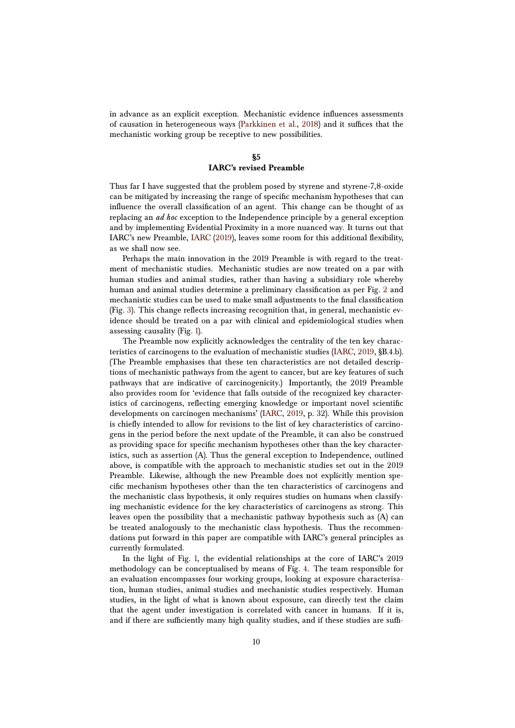in advance as an explicit exception. Mechanistic evidence influences assessments of causation in heterogeneous ways (Parkkinen et al., 2018) and it suffices that the mechanistic working group be receptive to new possibilities.

## §5
## IARC's revised Preamble

Thus far I have suggested that the problem posed by styrene and styrene-7,8-oxide can be mitigated by increasing the range of specific mechanism hypotheses that can influence the overall classification of an agent. This change can be thought of as replacing an *ad hoc* exception to the Independence principle by a general exception and by implementing Evidential Proximity in a more nuanced way. It turns out that IARC's new Preamble, IARC (2019), leaves some room for this additional flexibility, as we shall now see.

Perhaps the main innovation in the 2019 Preamble is with regard to the treatment of mechanistic studies. Mechanistic studies are now treated on a par with human studies and animal studies, rather than having a subsidiary role whereby human and animal studies determine a preliminary classification as per Fig. 2 and mechanistic studies can be used to make small adjustments to the final classification (Fig. 3). This change reflects increasing recognition that, in general, mechanistic evidence should be treated on a par with clinical and epidemiological studies when assessing causality (Fig. 1).

The Preamble now explicitly acknowledges the centrality of the ten key characteristics of carcinogens to the evaluation of mechanistic studies (IARC, 2019, §B.4.b). (The Preamble emphasises that these ten characteristics are not detailed descriptions of mechanistic pathways from the agent to cancer, but are key features of such pathways that are indicative of carcinogenicity.) Importantly, the 2019 Preamble also provides room for 'evidence that falls outside of the recognized key characteristics of carcinogens, reflecting emerging knowledge or important novel scientific developments on carcinogen mechanisms' (IARC, 2019, p. 32). While this provision is chiefly intended to allow for revisions to the list of key characteristics of carcinogens in the period before the next update of the Preamble, it can also be construed as providing space for specific mechanism hypotheses other than the key characteristics, such as assertion (A). Thus the general exception to Independence, outlined above, is compatible with the approach to mechanistic studies set out in the 2019 Preamble. Likewise, although the new Preamble does not explicitly mention specific mechanism hypotheses other than the ten characteristics of carcinogens and the mechanistic class hypothesis, it only requires studies on humans when classifying mechanistic evidence for the key characteristics of carcinogens as strong. This leaves open the possibility that a mechanistic pathway hypothesis such as (A) can be treated analogously to the mechanistic class hypothesis. Thus the recommendations put forward in this paper are compatible with IARC's general principles as currently formulated.

In the light of Fig. 1, the evidential relationships at the core of IARC's 2019 methodology can be conceptualised by means of Fig. 4. The team responsible for an evaluation encompasses four working groups, looking at exposure characterisation, human studies, animal studies and mechanistic studies respectively. Human studies, in the light of what is known about exposure, can directly test the claim that the agent under investigation is correlated with cancer in humans. If it is, and if there are sufficiently many high quality studies, and if these studies are suffi-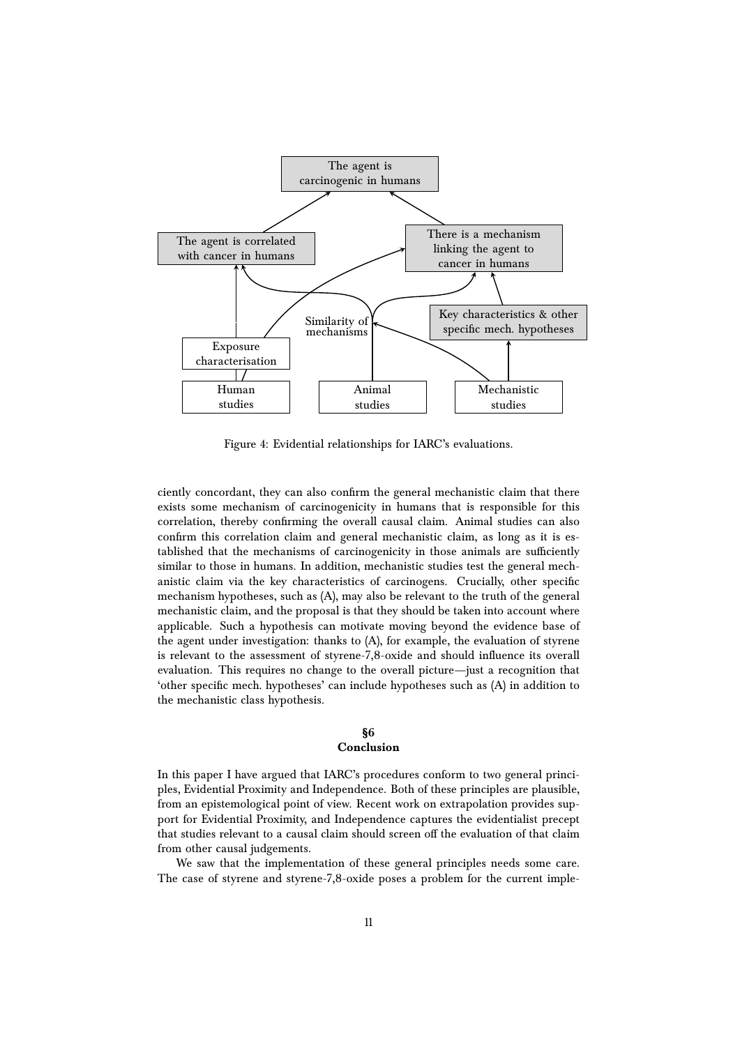Figure 4: Evidential relationships for IARC's evaluations.

ciently concordant, they can also confirm the general mechanistic claim that there exists some mechanism of carcinogenicity in humans that is responsible for this correlation, thereby confirming the overall causal claim. Animal studies can also confirm this correlation claim and general mechanistic claim, as long as it is established that the mechanisms of carcinogenicity in those animals are sufficiently similar to those in humans. In addition, mechanistic studies test the general mechanistic claim via the key characteristics of carcinogens. Crucially, other specific mechanism hypotheses, such as (A), may also be relevant to the truth of the general mechanistic claim, and the proposal is that they should be taken into account where applicable. Such a hypothesis can motivate moving beyond the evidence base of the agent under investigation: thanks to (A), for example, the evaluation of styrene is relevant to the assessment of styrene-7,8-oxide and should influence its overall evaluation. This requires no change to the overall picture—just a recognition that 'other specific mech. hypotheses' can include hypotheses such as (A) in addition to the mechanistic class hypothesis.

## §6 Conclusion

In this paper I have argued that IARC's procedures conform to two general principles, Evidential Proximity and Independence. Both of these principles are plausible, from an epistemological point of view. Recent work on extrapolation provides support for Evidential Proximity, and Independence captures the evidentialist precept that studies relevant to a causal claim should screen off the evaluation of that claim from other causal judgements.

We saw that the implementation of these general principles needs some care. The case of styrene and styrene-7,8-oxide poses a problem for the current imple-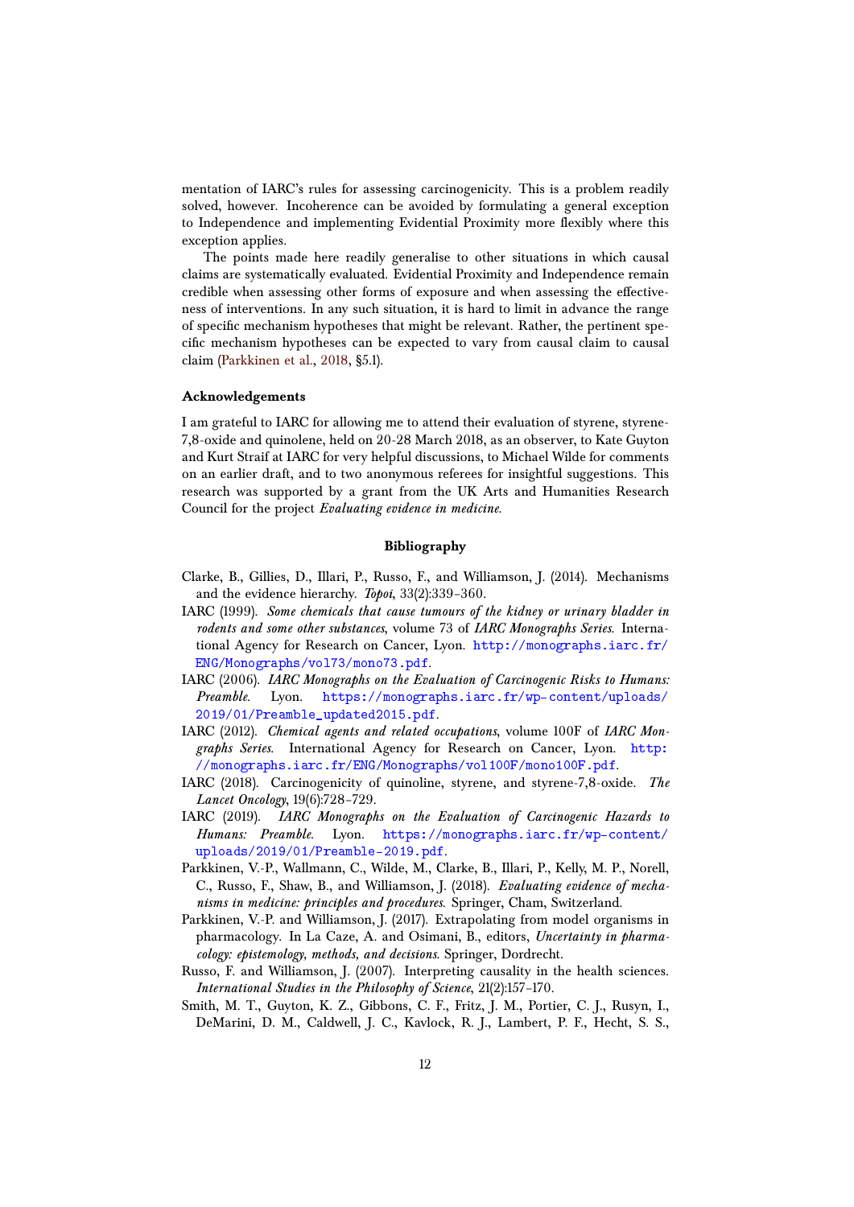mentation of IARC's rules for assessing carcinogenicity. This is a problem readily solved, however. Incoherence can be avoided by formulating a general exception to Independence and implementing Evidential Proximity more flexibly where this exception applies.

The points made here readily generalise to other situations in which causal claims are systematically evaluated. Evidential Proximity and Independence remain credible when assessing other forms of exposure and when assessing the effectiveness of interventions. In any such situation, it is hard to limit in advance the range of specific mechanism hypotheses that might be relevant. Rather, the pertinent specific mechanism hypotheses can be expected to vary from causal claim to causal claim (Parkkinen et al., 2018, §5.1).

### Acknowledgements

I am grateful to IARC for allowing me to attend their evaluation of styrene, styrene-7,8-oxide and quinolene, held on 20-28 March 2018, as an observer, to Kate Guyton and Kurt Straif at IARC for very helpful discussions, to Michael Wilde for comments on an earlier draft, and to two anonymous referees for insightful suggestions. This research was supported by a grant from the UK Arts and Humanities Research Council for the project *Evaluating evidence in medicine*.

## Bibliography

Clarke, B., Gillies, D., Illari, P., Russo, F., and Williamson, J. (2014). Mechanisms and the evidence hierarchy. *Topoi*, 33(2):339–360.

IARC (1999). *Some chemicals that cause tumours of the kidney or urinary bladder in rodents and some other substances*, volume 73 of *IARC Monographs Series*. International Agency for Research on Cancer, Lyon. http://monographs.iarc.fr/ENG/Monographs/vol73/mono73.pdf.

IARC (2006). *IARC Monographs on the Evaluation of Carcinogenic Risks to Humans: Preamble*. Lyon. https://monographs.iarc.fr/wp-content/uploads/2019/01/Preamble_updated2015.pdf.

IARC (2012). *Chemical agents and related occupations*, volume 100F of *IARC Monographs Series*. International Agency for Research on Cancer, Lyon. http://monographs.iarc.fr/ENG/Monographs/vol100F/mono100F.pdf.

IARC (2018). Carcinogenicity of quinoline, styrene, and styrene-7,8-oxide. *The Lancet Oncology*, 19(6):728–729.

IARC (2019). *IARC Monographs on the Evaluation of Carcinogenic Hazards to Humans: Preamble*. Lyon. https://monographs.iarc.fr/wp-content/uploads/2019/01/Preamble-2019.pdf.

Parkkinen, V.-P., Wallmann, C., Wilde, M., Clarke, B., Illari, P., Kelly, M. P., Norell, C., Russo, F., Shaw, B., and Williamson, J. (2018). *Evaluating evidence of mechanisms in medicine: principles and procedures*. Springer, Cham, Switzerland.

Parkkinen, V.-P. and Williamson, J. (2017). Extrapolating from model organisms in pharmacology. In La Caze, A. and Osimani, B., editors, *Uncertainty in pharmacology: epistemology, methods, and decisions*. Springer, Dordrecht.

Russo, F. and Williamson, J. (2007). Interpreting causality in the health sciences. *International Studies in the Philosophy of Science*, 21(2):157–170.

Smith, M. T., Guyton, K. Z., Gibbons, C. F., Fritz, J. M., Portier, C. J., Rusyn, I., DeMarini, D. M., Caldwell, J. C., Kavlock, R. J., Lambert, P. F., Hecht, S. S.,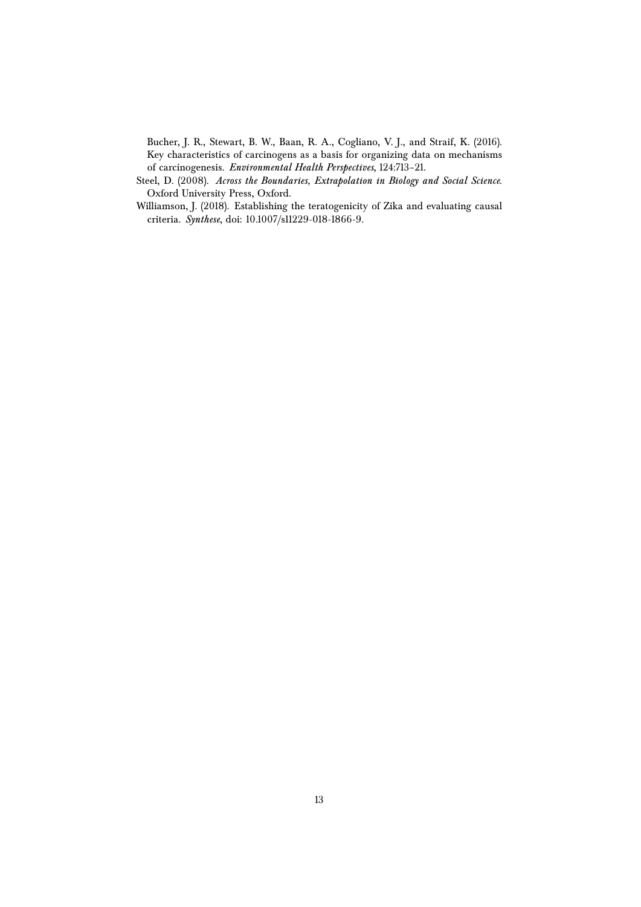Bucher, J. R., Stewart, B. W., Baan, R. A., Cogliano, V. J., and Straif, K. (2016). Key characteristics of carcinogens as a basis for organizing data on mechanisms of carcinogenesis. *Environmental Health Perspectives*, 124:713–21.

Steel, D. (2008). *Across the Boundaries, Extrapolation in Biology and Social Science*. Oxford University Press, Oxford.

Williamson, J. (2018). Establishing the teratogenicity of Zika and evaluating causal criteria. *Synthese*, doi: 10.1007/s11229-018-1866-9.